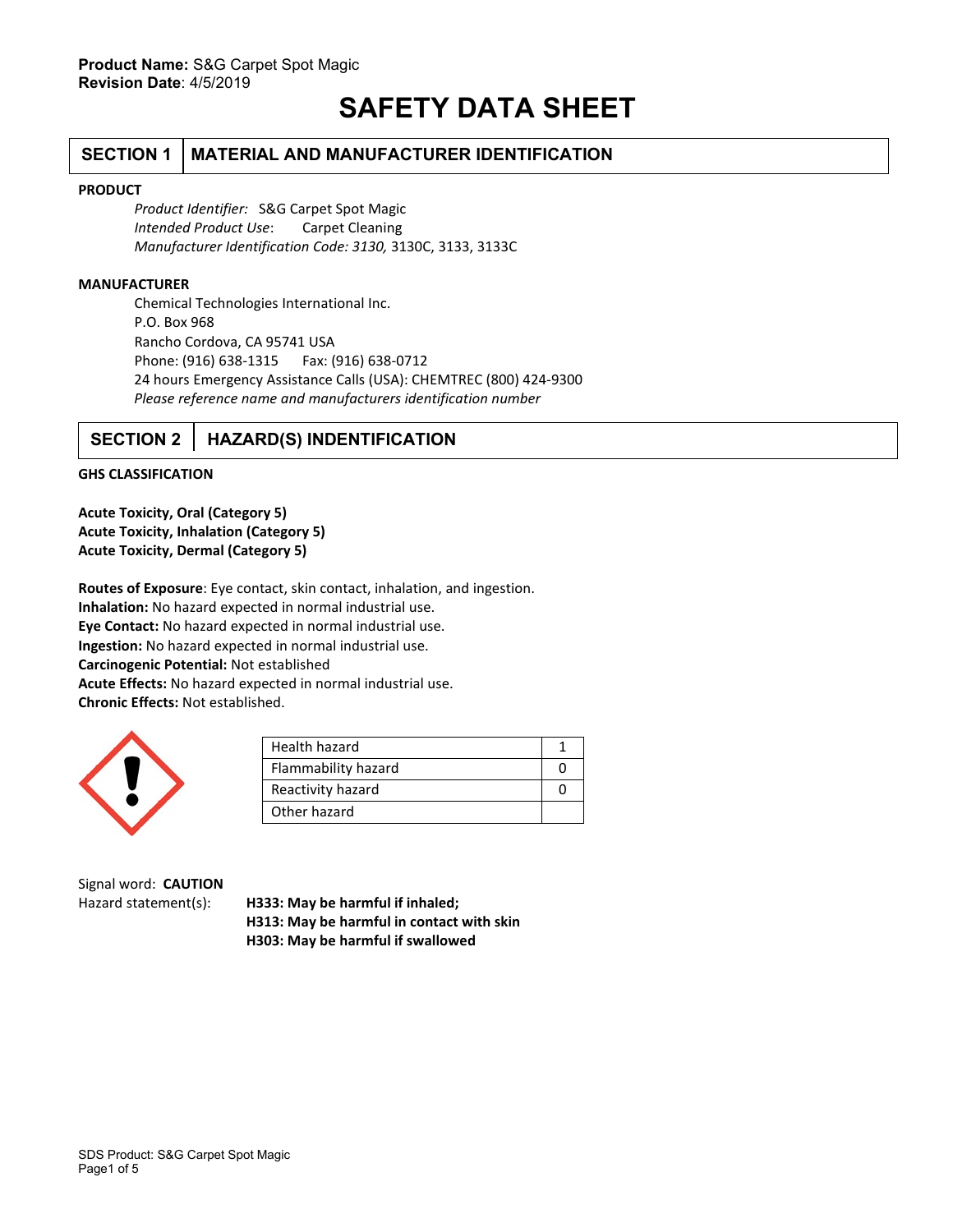**Product Name:** S&G Carpet Spot Magic
**Revision Date**: 4/5/2019

# SAFETY DATA SHEET

## SECTION 1 | MATERIAL AND MANUFACTURER IDENTIFICATION

**PRODUCT**

*Product Identifier:* S&G Carpet Spot Magic
*Intended Product Use*: Carpet Cleaning
*Manufacturer Identification Code: 3130,* 3130C, 3133, 3133C

**MANUFACTURER**

Chemical Technologies International Inc.
P.O. Box 968
Rancho Cordova, CA 95741 USA
Phone: (916) 638-1315 Fax: (916) 638-0712
24 hours Emergency Assistance Calls (USA): CHEMTREC (800) 424-9300
*Please reference name and manufacturers identification number*

## SECTION 2 | HAZARD(S) INDENTIFICATION

**GHS CLASSIFICATION**

**Acute Toxicity, Oral (Category 5)**
**Acute Toxicity, Inhalation (Category 5)**
**Acute Toxicity, Dermal (Category 5)**

**Routes of Exposure**: Eye contact, skin contact, inhalation, and ingestion.
**Inhalation:** No hazard expected in normal industrial use.
**Eye Contact:** No hazard expected in normal industrial use.
**Ingestion:** No hazard expected in normal industrial use.
**Carcinogenic Potential:** Not established
**Acute Effects:** No hazard expected in normal industrial use.
**Chronic Effects:** Not established.

| Health hazard | 1 |
|---|---|
| Flammability hazard | 0 |
| Reactivity hazard | 0 |
| Other hazard | |

Signal word: **CAUTION**
Hazard statement(s):
**H333: May be harmful if inhaled;**
**H313: May be harmful in contact with skin**
**H303: May be harmful if swallowed**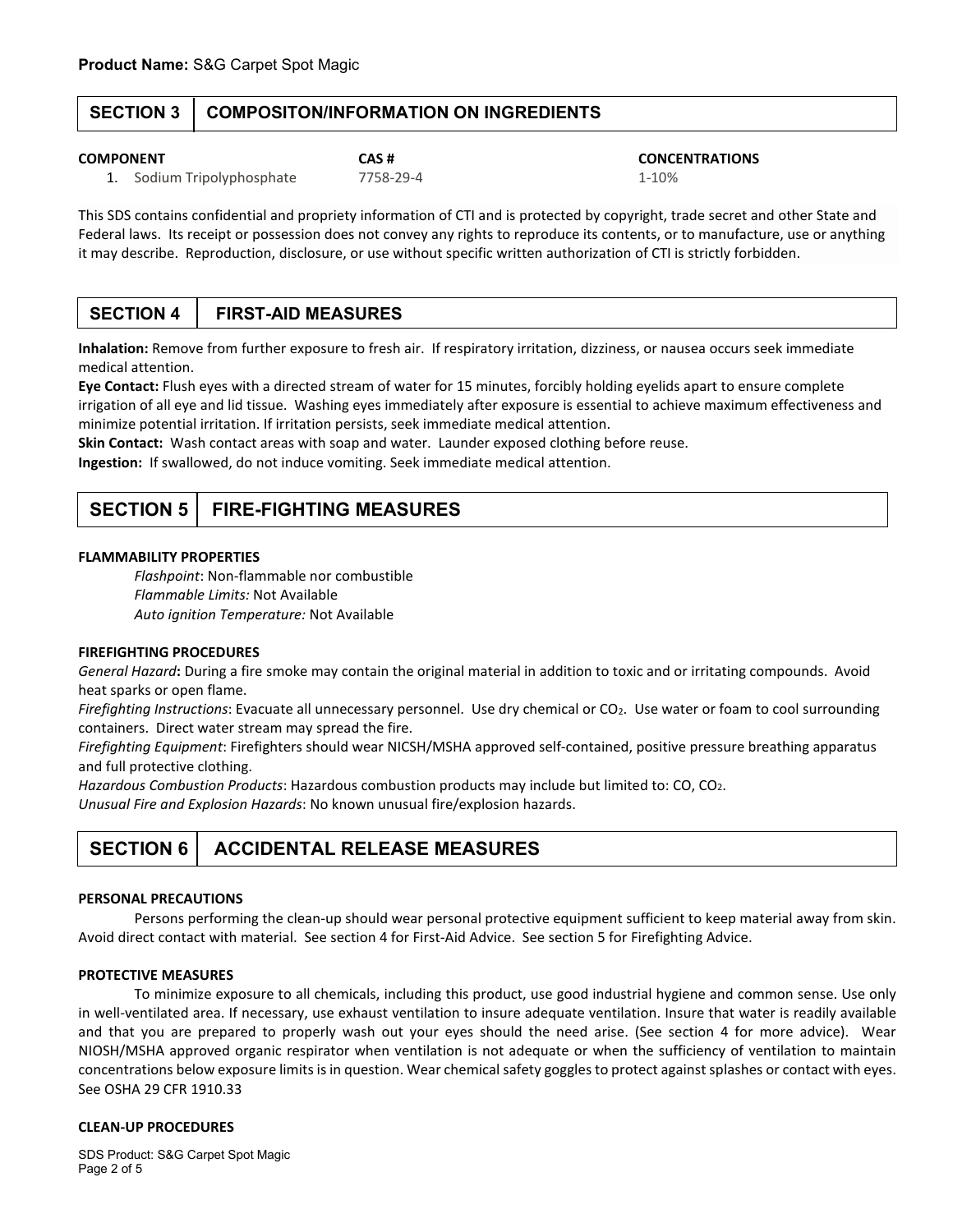**Product Name:** S&G Carpet Spot Magic

## SECTION 3 COMPOSITON/INFORMATION ON INGREDIENTS

| COMPONENT | CAS # | CONCENTRATIONS |
| --- | --- | --- |
| 1. Sodium Tripolyphosphate | 7758-29-4 | 1-10% |

This SDS contains confidential and propriety information of CTI and is protected by copyright, trade secret and other State and Federal laws. Its receipt or possession does not convey any rights to reproduce its contents, or to manufacture, use or anything it may describe. Reproduction, disclosure, or use without specific written authorization of CTI is strictly forbidden.

## SECTION 4 FIRST-AID MEASURES

**Inhalation:** Remove from further exposure to fresh air. If respiratory irritation, dizziness, or nausea occurs seek immediate medical attention.
**Eye Contact:** Flush eyes with a directed stream of water for 15 minutes, forcibly holding eyelids apart to ensure complete irrigation of all eye and lid tissue. Washing eyes immediately after exposure is essential to achieve maximum effectiveness and minimize potential irritation. If irritation persists, seek immediate medical attention.
**Skin Contact:** Wash contact areas with soap and water. Launder exposed clothing before reuse.
**Ingestion:** If swallowed, do not induce vomiting. Seek immediate medical attention.

## SECTION 5 FIRE-FIGHTING MEASURES

**FLAMMABILITY PROPERTIES**

*Flashpoint*: Non-flammable nor combustible
*Flammable Limits:* Not Available
*Auto ignition Temperature:* Not Available

**FIREFIGHTING PROCEDURES**

*General Hazard***:** During a fire smoke may contain the original material in addition to toxic and or irritating compounds. Avoid heat sparks or open flame.
*Firefighting Instructions*: Evacuate all unnecessary personnel. Use dry chemical or $CO_2$. Use water or foam to cool surrounding containers. Direct water stream may spread the fire.
*Firefighting Equipment*: Firefighters should wear NICSH/MSHA approved self-contained, positive pressure breathing apparatus and full protective clothing.
*Hazardous Combustion Products*: Hazardous combustion products may include but limited to: CO, $CO_2$.
*Unusual Fire and Explosion Hazards*: No known unusual fire/explosion hazards.

## SECTION 6 ACCIDENTAL RELEASE MEASURES

**PERSONAL PRECAUTIONS**

Persons performing the clean-up should wear personal protective equipment sufficient to keep material away from skin. Avoid direct contact with material. See section 4 for First-Aid Advice. See section 5 for Firefighting Advice.

**PROTECTIVE MEASURES**

To minimize exposure to all chemicals, including this product, use good industrial hygiene and common sense. Use only in well-ventilated area. If necessary, use exhaust ventilation to insure adequate ventilation. Insure that water is readily available and that you are prepared to properly wash out your eyes should the need arise. (See section 4 for more advice). Wear NIOSH/MSHA approved organic respirator when ventilation is not adequate or when the sufficiency of ventilation to maintain concentrations below exposure limits is in question. Wear chemical safety goggles to protect against splashes or contact with eyes. See OSHA 29 CFR 1910.33

**CLEAN-UP PROCEDURES**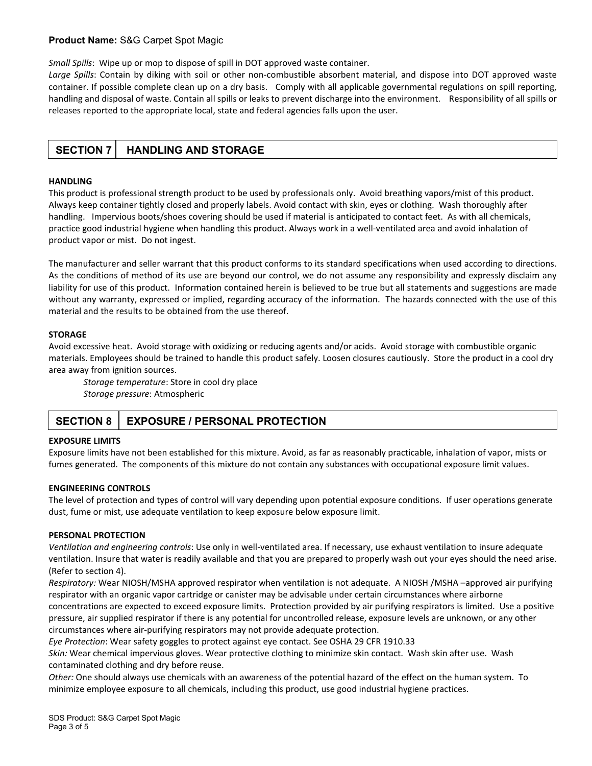**Product Name:** S&G Carpet Spot Magic

*Small Spills*: Wipe up or mop to dispose of spill in DOT approved waste container.

*Large Spills*: Contain by diking with soil or other non-combustible absorbent material, and dispose into DOT approved waste container. If possible complete clean up on a dry basis. Comply with all applicable governmental regulations on spill reporting, handling and disposal of waste. Contain all spills or leaks to prevent discharge into the environment. Responsibility of all spills or releases reported to the appropriate local, state and federal agencies falls upon the user.

## SECTION 7 HANDLING AND STORAGE

**HANDLING**

This product is professional strength product to be used by professionals only. Avoid breathing vapors/mist of this product. Always keep container tightly closed and properly labels. Avoid contact with skin, eyes or clothing. Wash thoroughly after handling. Impervious boots/shoes covering should be used if material is anticipated to contact feet. As with all chemicals, practice good industrial hygiene when handling this product. Always work in a well-ventilated area and avoid inhalation of product vapor or mist. Do not ingest.

The manufacturer and seller warrant that this product conforms to its standard specifications when used according to directions. As the conditions of method of its use are beyond our control, we do not assume any responsibility and expressly disclaim any liability for use of this product. Information contained herein is believed to be true but all statements and suggestions are made without any warranty, expressed or implied, regarding accuracy of the information. The hazards connected with the use of this material and the results to be obtained from the use thereof.

**STORAGE**

Avoid excessive heat. Avoid storage with oxidizing or reducing agents and/or acids. Avoid storage with combustible organic materials. Employees should be trained to handle this product safely. Loosen closures cautiously. Store the product in a cool dry area away from ignition sources.

*Storage temperature*: Store in cool dry place

*Storage pressure*: Atmospheric

## SECTION 8 EXPOSURE / PERSONAL PROTECTION

**EXPOSURE LIMITS**

Exposure limits have not been established for this mixture. Avoid, as far as reasonably practicable, inhalation of vapor, mists or fumes generated. The components of this mixture do not contain any substances with occupational exposure limit values.

**ENGINEERING CONTROLS**

The level of protection and types of control will vary depending upon potential exposure conditions. If user operations generate dust, fume or mist, use adequate ventilation to keep exposure below exposure limit.

**PERSONAL PROTECTION**

*Ventilation and engineering controls*: Use only in well-ventilated area. If necessary, use exhaust ventilation to insure adequate ventilation. Insure that water is readily available and that you are prepared to properly wash out your eyes should the need arise. (Refer to section 4).

*Respiratory:* Wear NIOSH/MSHA approved respirator when ventilation is not adequate. A NIOSH /MSHA –approved air purifying respirator with an organic vapor cartridge or canister may be advisable under certain circumstances where airborne concentrations are expected to exceed exposure limits. Protection provided by air purifying respirators is limited. Use a positive pressure, air supplied respirator if there is any potential for uncontrolled release, exposure levels are unknown, or any other circumstances where air-purifying respirators may not provide adequate protection.

*Eye Protection*: Wear safety goggles to protect against eye contact. See OSHA 29 CFR 1910.33

*Skin:* Wear chemical impervious gloves. Wear protective clothing to minimize skin contact. Wash skin after use. Wash contaminated clothing and dry before reuse.

*Other:* One should always use chemicals with an awareness of the potential hazard of the effect on the human system. To minimize employee exposure to all chemicals, including this product, use good industrial hygiene practices.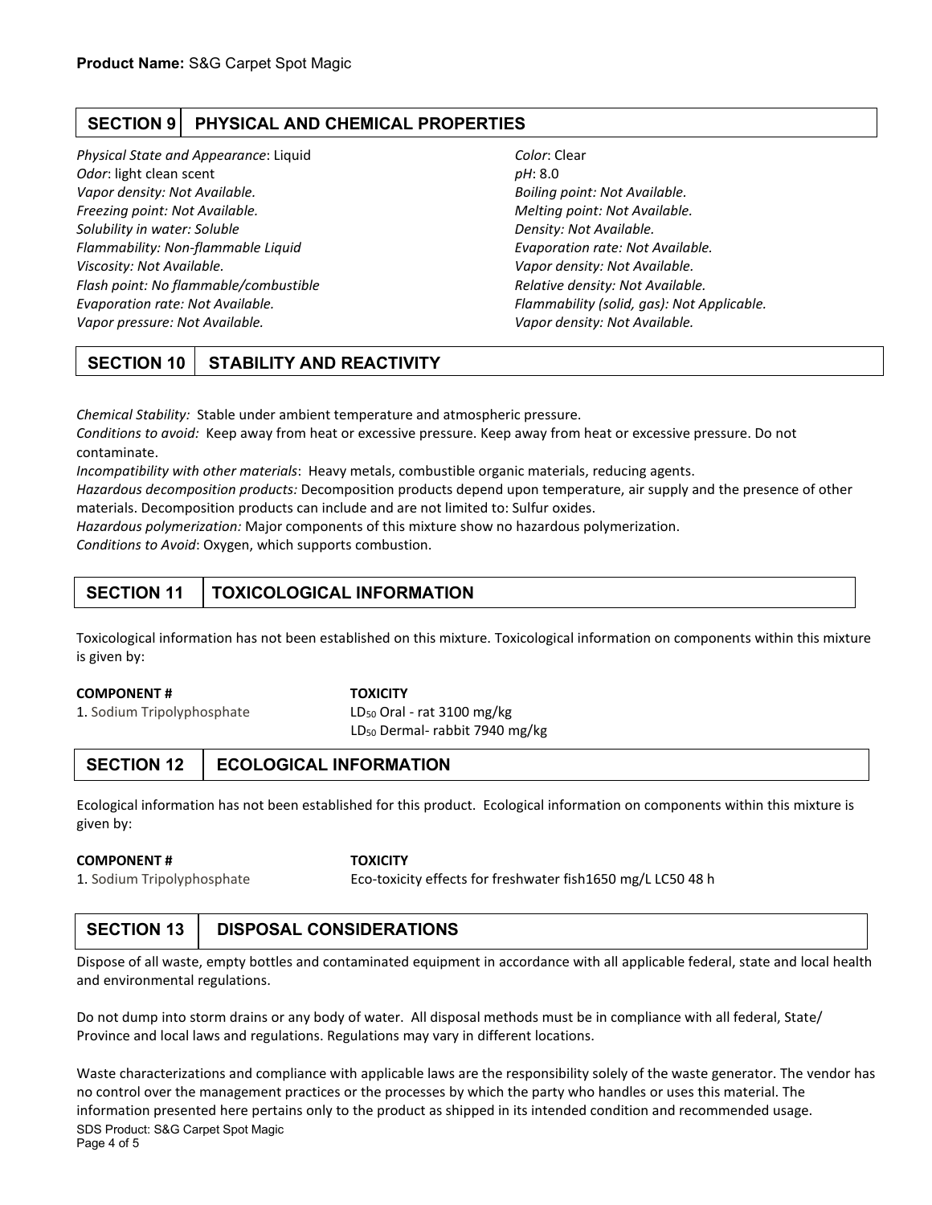**Product Name:** S&G Carpet Spot Magic

## SECTION 9 PHYSICAL AND CHEMICAL PROPERTIES

*Physical State and Appearance*: Liquid
*Odor*: light clean scent
*Vapor density: Not Available.*
*Freezing point: Not Available.*
*Solubility in water: Soluble*
*Flammability: Non-flammable Liquid*
*Viscosity: Not Available.*
*Flash point: No flammable/combustible*
*Evaporation rate: Not Available.*
*Vapor pressure: Not Available.*
*Color*: Clear
*pH*: 8.0
*Boiling point: Not Available.*
*Melting point: Not Available.*
*Density: Not Available.*
*Evaporation rate: Not Available.*
*Vapor density: Not Available.*
*Relative density: Not Available.*
*Flammability (solid, gas): Not Applicable.*
*Vapor density: Not Available.*

## SECTION 10 STABILITY AND REACTIVITY

*Chemical Stability:* Stable under ambient temperature and atmospheric pressure.
*Conditions to avoid:* Keep away from heat or excessive pressure. Keep away from heat or excessive pressure. Do not contaminate.
*Incompatibility with other materials*: Heavy metals, combustible organic materials, reducing agents.
*Hazardous decomposition products:* Decomposition products depend upon temperature, air supply and the presence of other materials. Decomposition products can include and are not limited to: Sulfur oxides.
*Hazardous polymerization:* Major components of this mixture show no hazardous polymerization.
*Conditions to Avoid*: Oxygen, which supports combustion.

## SECTION 11 TOXICOLOGICAL INFORMATION

Toxicological information has not been established on this mixture. Toxicological information on components within this mixture is given by:

| COMPONENT # | TOXICITY |
|---|---|
| 1. Sodium Tripolyphosphate | $LD_{50}$ Oral - rat 3100 mg/kg<br>$LD_{50}$ Dermal- rabbit 7940 mg/kg |

## SECTION 12 ECOLOGICAL INFORMATION

Ecological information has not been established for this product. Ecological information on components within this mixture is given by:

| COMPONENT # | TOXICITY |
|---|---|
| 1. Sodium Tripolyphosphate | Eco-toxicity effects for freshwater fish1650 mg/L LC50 48 h |

## SECTION 13 DISPOSAL CONSIDERATIONS

Dispose of all waste, empty bottles and contaminated equipment in accordance with all applicable federal, state and local health and environmental regulations.

Do not dump into storm drains or any body of water. All disposal methods must be in compliance with all federal, State/ Province and local laws and regulations. Regulations may vary in different locations.

Waste characterizations and compliance with applicable laws are the responsibility solely of the waste generator. The vendor has no control over the management practices or the processes by which the party who handles or uses this material. The information presented here pertains only to the product as shipped in its intended condition and recommended usage.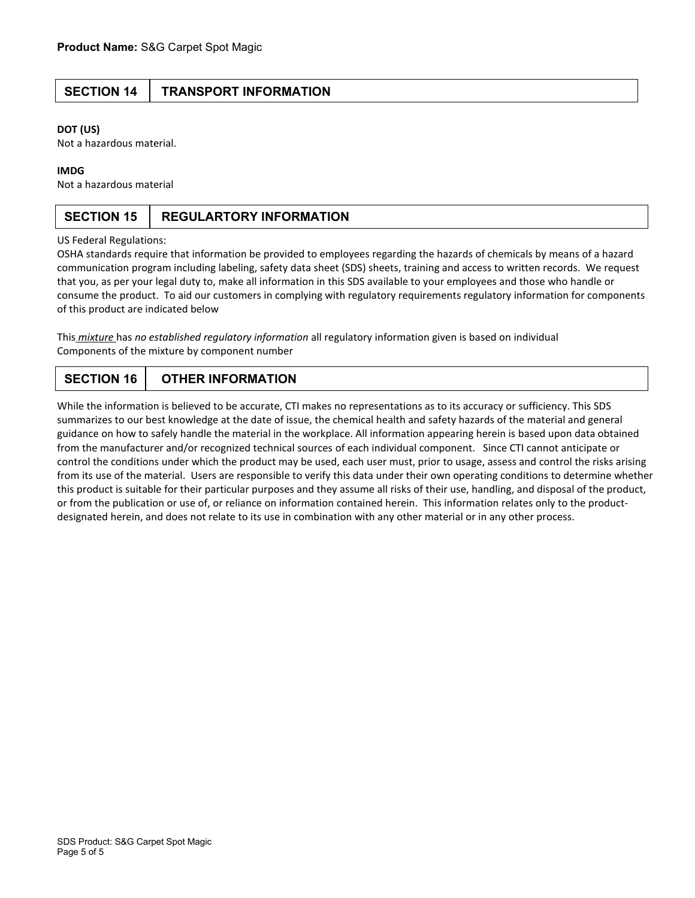**Product Name:** S&G Carpet Spot Magic

## SECTION 14 TRANSPORT INFORMATION

**DOT (US)**
Not a hazardous material.

**IMDG**
Not a hazardous material

## SECTION 15 REGULARTORY INFORMATION

US Federal Regulations:
OSHA standards require that information be provided to employees regarding the hazards of chemicals by means of a hazard communication program including labeling, safety data sheet (SDS) sheets, training and access to written records. We request that you, as per your legal duty to, make all information in this SDS available to your employees and those who handle or consume the product. To aid our customers in complying with regulatory requirements regulatory information for components of this product are indicated below

This *mixture* has *no established regulatory information* all regulatory information given is based on individual Components of the mixture by component number

## SECTION 16 OTHER INFORMATION

While the information is believed to be accurate, CTI makes no representations as to its accuracy or sufficiency. This SDS summarizes to our best knowledge at the date of issue, the chemical health and safety hazards of the material and general guidance on how to safely handle the material in the workplace. All information appearing herein is based upon data obtained from the manufacturer and/or recognized technical sources of each individual component. Since CTI cannot anticipate or control the conditions under which the product may be used, each user must, prior to usage, assess and control the risks arising from its use of the material. Users are responsible to verify this data under their own operating conditions to determine whether this product is suitable for their particular purposes and they assume all risks of their use, handling, and disposal of the product, or from the publication or use of, or reliance on information contained herein. This information relates only to the product-designated herein, and does not relate to its use in combination with any other material or in any other process.